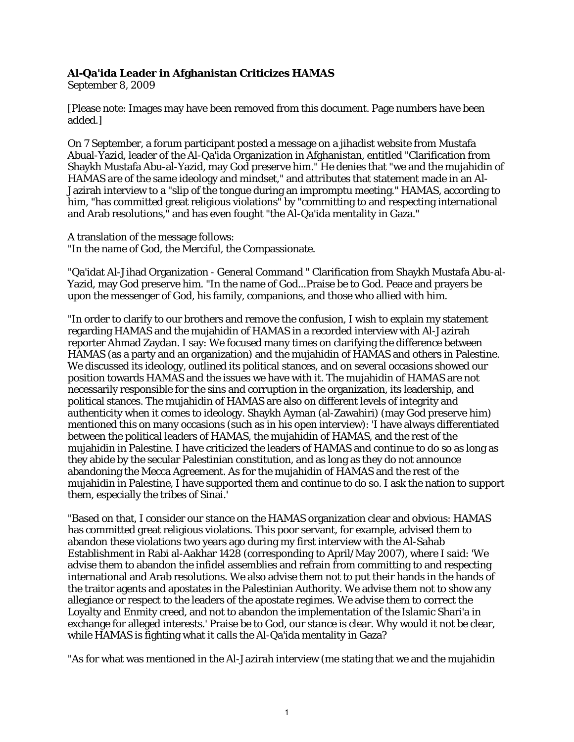**Al-Qa'ida Leader in Afghanistan Criticizes HAMAS**
September 8, 2009

[Please note: Images may have been removed from this document. Page numbers have been added.]

On 7 September, a forum participant posted a message on a jihadist website from Mustafa Abual-Yazid, leader of the Al-Qa'ida Organization in Afghanistan, entitled "Clarification from Shaykh Mustafa Abu-al-Yazid, may God preserve him." He denies that "we and the mujahidin of HAMAS are of the same ideology and mindset," and attributes that statement made in an Al-Jazirah interview to a "slip of the tongue during an impromptu meeting." HAMAS, according to him, "has committed great religious violations" by "committing to and respecting international and Arab resolutions," and has even fought "the Al-Qa'ida mentality in Gaza."

A translation of the message follows:
"In the name of God, the Merciful, the Compassionate.

"Qa'idat Al-Jihad Organization - General Command " Clarification from Shaykh Mustafa Abu-al-Yazid, may God preserve him. "In the name of God...Praise be to God. Peace and prayers be upon the messenger of God, his family, companions, and those who allied with him.

"In order to clarify to our brothers and remove the confusion, I wish to explain my statement regarding HAMAS and the mujahidin of HAMAS in a recorded interview with Al-Jazirah reporter Ahmad Zaydan. I say: We focused many times on clarifying the difference between HAMAS (as a party and an organization) and the mujahidin of HAMAS and others in Palestine. We discussed its ideology, outlined its political stances, and on several occasions showed our position towards HAMAS and the issues we have with it. The mujahidin of HAMAS are not necessarily responsible for the sins and corruption in the organization, its leadership, and political stances. The mujahidin of HAMAS are also on different levels of integrity and authenticity when it comes to ideology. Shaykh Ayman (al-Zawahiri) (may God preserve him) mentioned this on many occasions (such as in his open interview): 'I have always differentiated between the political leaders of HAMAS, the mujahidin of HAMAS, and the rest of the mujahidin in Palestine. I have criticized the leaders of HAMAS and continue to do so as long as they abide by the secular Palestinian constitution, and as long as they do not announce abandoning the Mecca Agreement. As for the mujahidin of HAMAS and the rest of the mujahidin in Palestine, I have supported them and continue to do so. I ask the nation to support them, especially the tribes of Sinai.'

"Based on that, I consider our stance on the HAMAS organization clear and obvious: HAMAS has committed great religious violations. This poor servant, for example, advised them to abandon these violations two years ago during my first interview with the Al-Sahab Establishment in Rabi al-Aakhar 1428 (corresponding to April/May 2007), where I said: 'We advise them to abandon the infidel assemblies and refrain from committing to and respecting international and Arab resolutions. We also advise them not to put their hands in the hands of the traitor agents and apostates in the Palestinian Authority. We advise them not to show any allegiance or respect to the leaders of the apostate regimes. We advise them to correct the Loyalty and Enmity creed, and not to abandon the implementation of the Islamic Shari'a in exchange for alleged interests.' Praise be to God, our stance is clear. Why would it not be clear, while HAMAS is fighting what it calls the Al-Qa'ida mentality in Gaza?

"As for what was mentioned in the Al-Jazirah interview (me stating that we and the mujahidin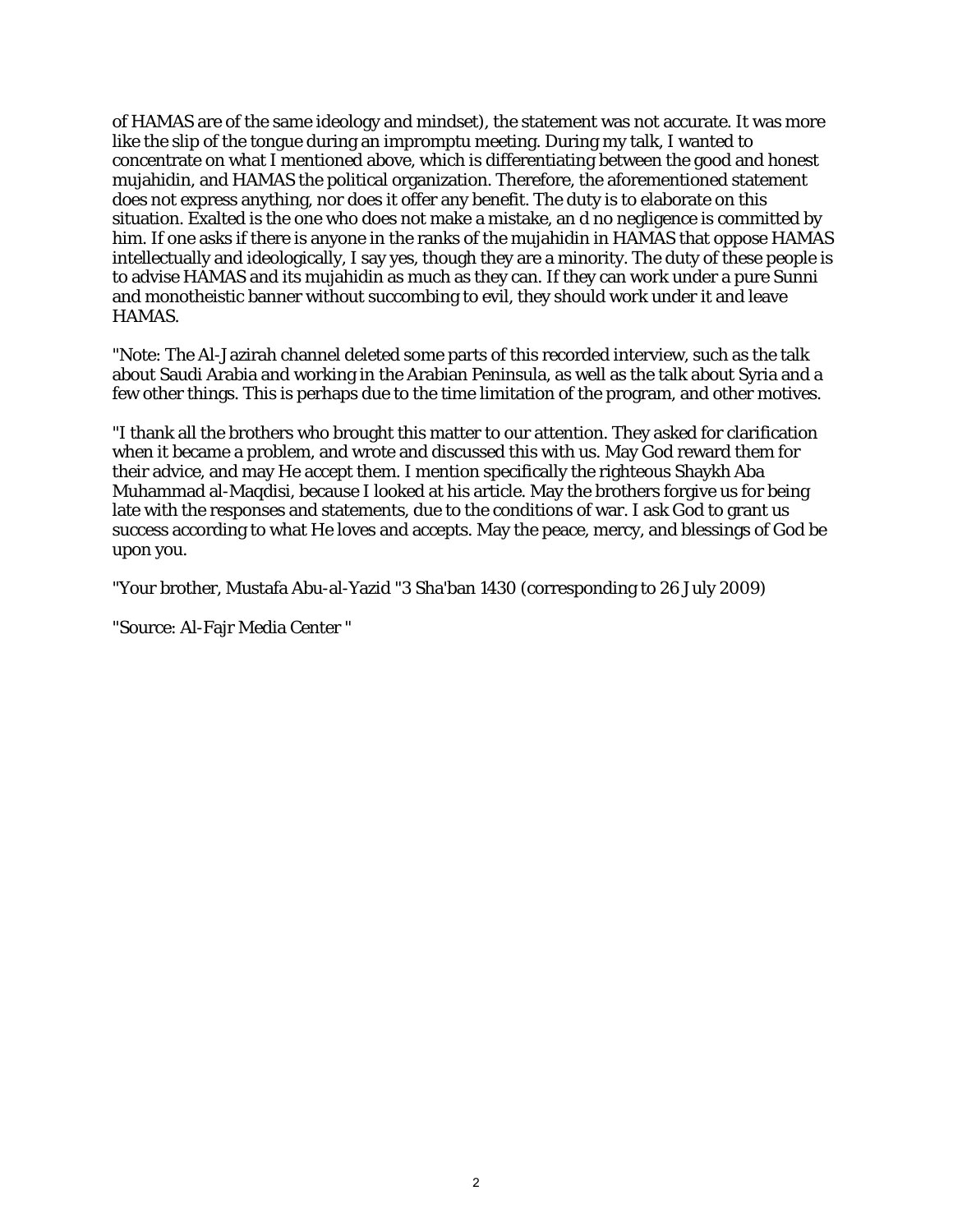of HAMAS are of the same ideology and mindset), the statement was not accurate. It was more like the slip of the tongue during an impromptu meeting. During my talk, I wanted to concentrate on what I mentioned above, which is differentiating between the good and honest mujahidin, and HAMAS the political organization. Therefore, the aforementioned statement does not express anything, nor does it offer any benefit. The duty is to elaborate on this situation. Exalted is the one who does not make a mistake, an d no negligence is committed by him. If one asks if there is anyone in the ranks of the mujahidin in HAMAS that oppose HAMAS intellectually and ideologically, I say yes, though they are a minority. The duty of these people is to advise HAMAS and its mujahidin as much as they can. If they can work under a pure Sunni and monotheistic banner without succombing to evil, they should work under it and leave HAMAS.

"Note: The Al-Jazirah channel deleted some parts of this recorded interview, such as the talk about Saudi Arabia and working in the Arabian Peninsula, as well as the talk about Syria and a few other things. This is perhaps due to the time limitation of the program, and other motives.

"I thank all the brothers who brought this matter to our attention. They asked for clarification when it became a problem, and wrote and discussed this with us. May God reward them for their advice, and may He accept them. I mention specifically the righteous Shaykh Aba Muhammad al-Maqdisi, because I looked at his article. May the brothers forgive us for being late with the responses and statements, due to the conditions of war. I ask God to grant us success according to what He loves and accepts. May the peace, mercy, and blessings of God be upon you.

"Your brother, Mustafa Abu-al-Yazid "3 Sha'ban 1430 (corresponding to 26 July 2009)

"Source: Al-Fajr Media Center "